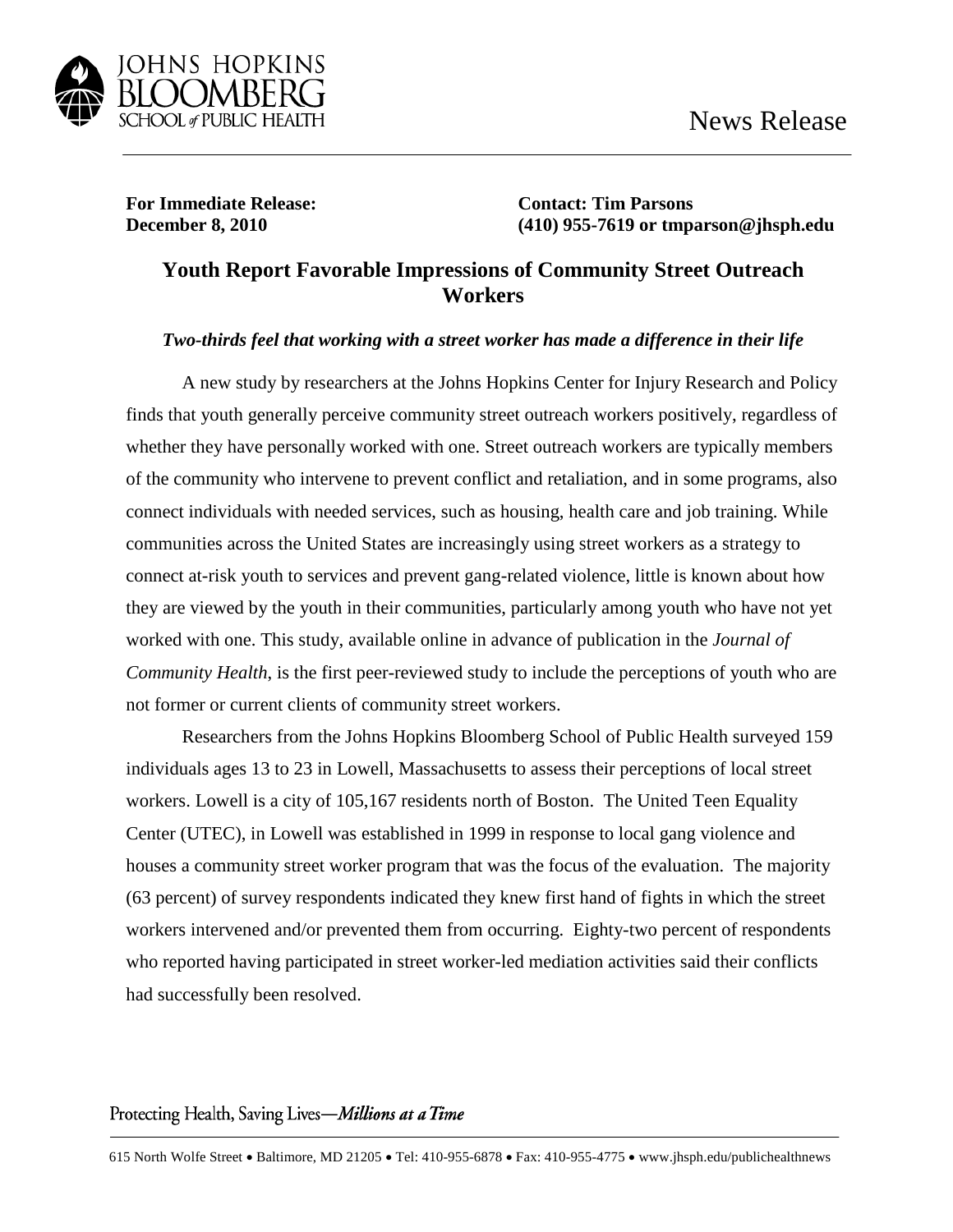JOHNS HOPKINS BLOOMBERG SCHOOL of PUBLIC HEALTH

News Release

**For Immediate Release:**
**December 8, 2010**

**Contact: Tim Parsons**
**(410) 955-7619 or tmparson@jhsph.edu**

# Youth Report Favorable Impressions of Community Street Outreach Workers

***Two-thirds feel that working with a street worker has made a difference in their life***

A new study by researchers at the Johns Hopkins Center for Injury Research and Policy finds that youth generally perceive community street outreach workers positively, regardless of whether they have personally worked with one. Street outreach workers are typically members of the community who intervene to prevent conflict and retaliation, and in some programs, also connect individuals with needed services, such as housing, health care and job training. While communities across the United States are increasingly using street workers as a strategy to connect at-risk youth to services and prevent gang-related violence, little is known about how they are viewed by the youth in their communities, particularly among youth who have not yet worked with one. This study, available online in advance of publication in the *Journal of Community Health*, is the first peer-reviewed study to include the perceptions of youth who are not former or current clients of community street workers.

Researchers from the Johns Hopkins Bloomberg School of Public Health surveyed 159 individuals ages 13 to 23 in Lowell, Massachusetts to assess their perceptions of local street workers. Lowell is a city of 105,167 residents north of Boston. The United Teen Equality Center (UTEC), in Lowell was established in 1999 in response to local gang violence and houses a community street worker program that was the focus of the evaluation. The majority (63 percent) of survey respondents indicated they knew first hand of fights in which the street workers intervened and/or prevented them from occurring. Eighty-two percent of respondents who reported having participated in street worker-led mediation activities said their conflicts had successfully been resolved.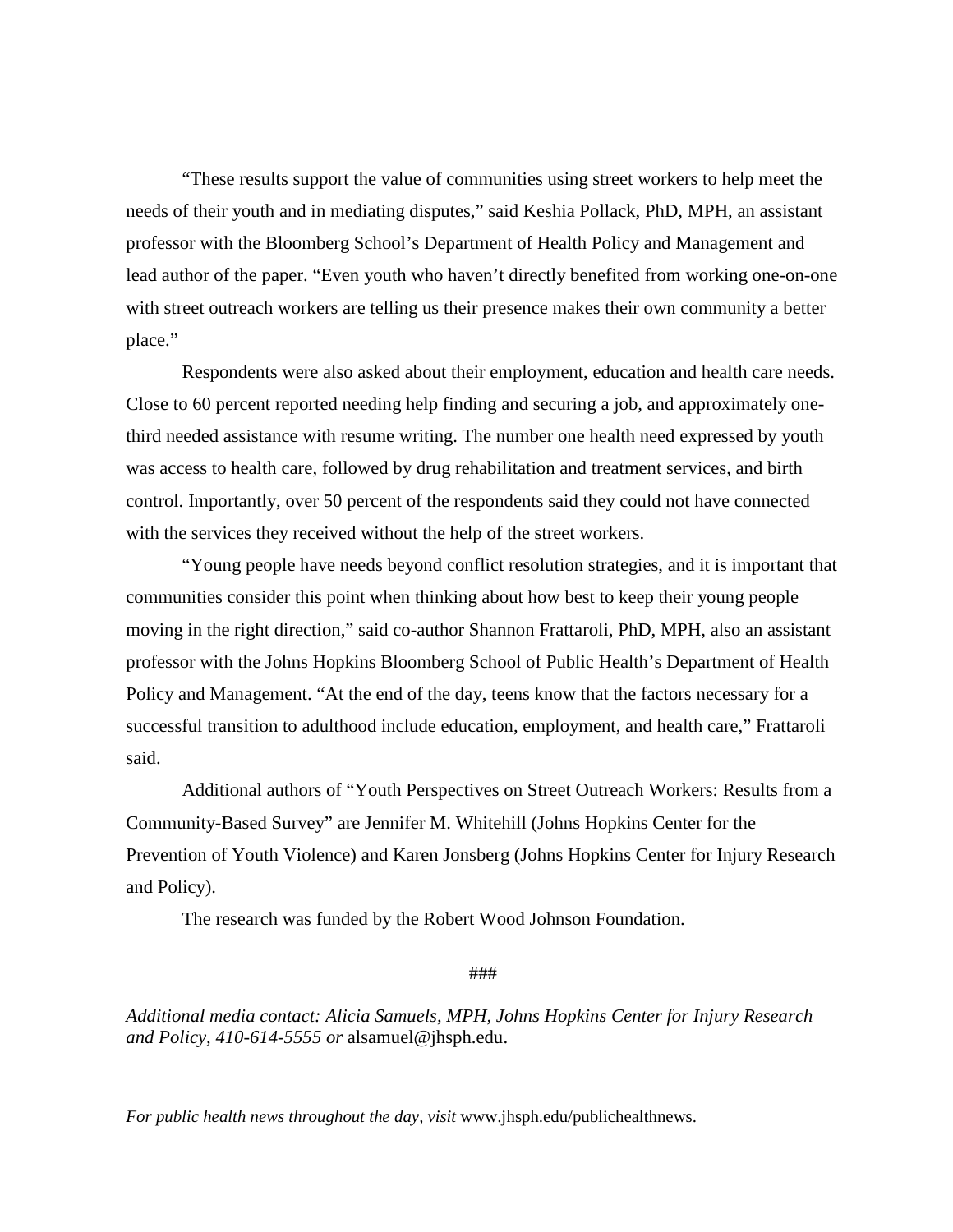"These results support the value of communities using street workers to help meet the needs of their youth and in mediating disputes," said Keshia Pollack, PhD, MPH, an assistant professor with the Bloomberg School's Department of Health Policy and Management and lead author of the paper. "Even youth who haven't directly benefited from working one-on-one with street outreach workers are telling us their presence makes their own community a better place."

Respondents were also asked about their employment, education and health care needs. Close to 60 percent reported needing help finding and securing a job, and approximately one-third needed assistance with resume writing. The number one health need expressed by youth was access to health care, followed by drug rehabilitation and treatment services, and birth control. Importantly, over 50 percent of the respondents said they could not have connected with the services they received without the help of the street workers.

"Young people have needs beyond conflict resolution strategies, and it is important that communities consider this point when thinking about how best to keep their young people moving in the right direction," said co-author Shannon Frattaroli, PhD, MPH, also an assistant professor with the Johns Hopkins Bloomberg School of Public Health's Department of Health Policy and Management. "At the end of the day, teens know that the factors necessary for a successful transition to adulthood include education, employment, and health care," Frattaroli said.

Additional authors of "Youth Perspectives on Street Outreach Workers: Results from a Community-Based Survey" are Jennifer M. Whitehill (Johns Hopkins Center for the Prevention of Youth Violence) and Karen Jonsberg (Johns Hopkins Center for Injury Research and Policy).

The research was funded by the Robert Wood Johnson Foundation.

###

*Additional media contact: Alicia Samuels, MPH, Johns Hopkins Center for Injury Research and Policy, 410-614-5555 or* alsamuel@jhsph.edu.

*For public health news throughout the day, visit* www.jhsph.edu/publichealthnews.